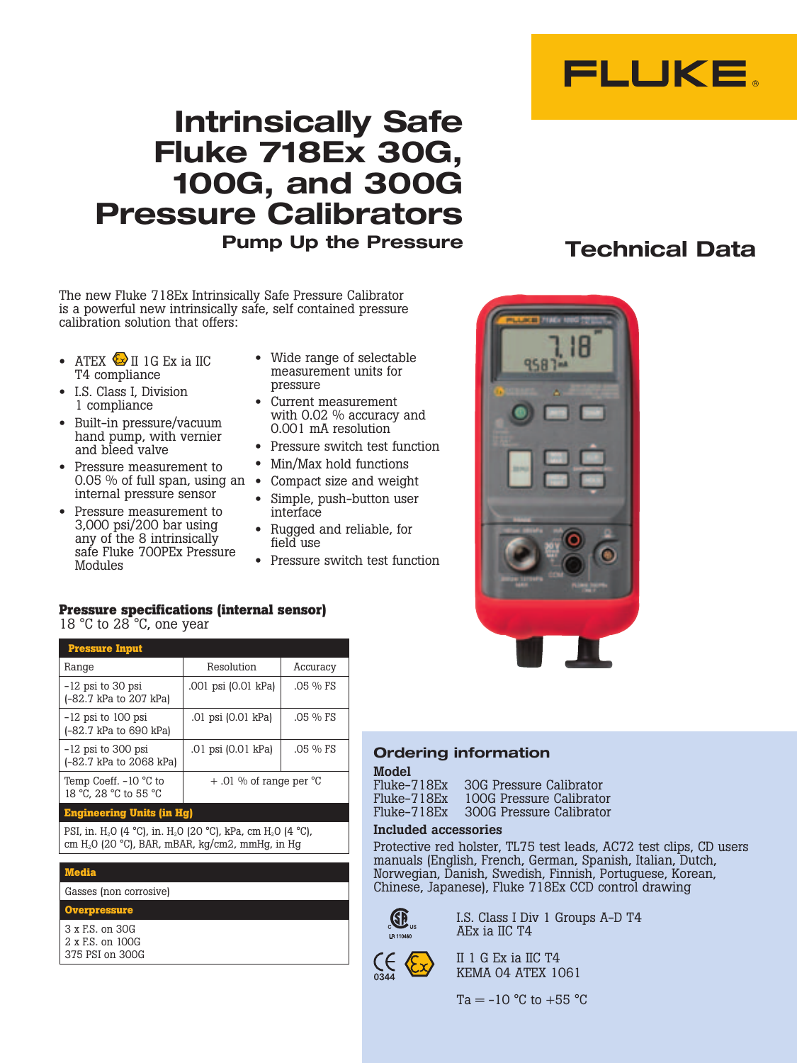FLUKE

# Intrinsically Safe Fluke 718Ex 30G, 100G, and 300G Pressure Calibrators

### Pump Up the Pressure

## Technical Data

The new Fluke 718Ex Intrinsically Safe Pressure Calibrator is a powerful new intrinsically safe, self contained pressure calibration solution that offers:

- ATEX II 1G Ex ia IIC T4 compliance
- I.S. Class I, Division 1 compliance
- Built-in pressure/vacuum hand pump, with vernier and bleed valve
- Pressure measurement to 0.05 % of full span, using an internal pressure sensor
- Pressure measurement to 3,000 psi/200 bar using any of the 8 intrinsically safe Fluke 700PEx Pressure Modules
- Wide range of selectable measurement units for pressure
- Current measurement with 0.02 % accuracy and 0.001 mA resolution
- Pressure switch test function
- Min/Max hold functions
- Compact size and weight
- Simple, push-button user interface
- Rugged and reliable, for field use
- Pressure switch test function

### Pressure specifications (internal sensor)

18 °C to 28 °C, one year

| Pressure Input | | |
|---|---|---|
| Range | Resolution | Accuracy |
| -12 psi to 30 psi (-82.7 kPa to 207 kPa) | .001 psi (0.01 kPa) | .05 % FS |
| -12 psi to 100 psi (-82.7 kPa to 690 kPa) | .01 psi (0.01 kPa) | .05 % FS |
| -12 psi to 300 psi (-82.7 kPa to 2068 kPa) | .01 psi (0.01 kPa) | .05 % FS |
| Temp Coeff. -10 °C to 18 °C, 28 °C to 55 °C | + .01 % of range per °C | |
| **Engineering Units (in Hg)** | | |
| PSI, in. $H_2O$ (4 °C), in. $H_2O$ (20 °C), kPa, cm $H_2O$ (4 °C), cm $H_2O$ (20 °C), BAR, mBAR, kg/cm2, mmHg, in Hg | | |

| Media |
|---|
| Gasses (non corrosive) |
| **Overpressure** |
| 3 x F.S. on 30G<br>2 x F.S. on 100G<br>375 PSI on 300G |

### Ordering information

**Model**

Fluke-718Ex 30G Pressure Calibrator
Fluke-718Ex 100G Pressure Calibrator
Fluke-718Ex 300G Pressure Calibrator

**Included accessories**

Protective red holster, TL75 test leads, AC72 test clips, CD users manuals (English, French, German, Spanish, Italian, Dutch, Norwegian, Danish, Swedish, Finnish, Portuguese, Korean, Chinese, Japanese), Fluke 718Ex CCD control drawing

LR 110460

I.S. Class I Div 1 Groups A-D T4
AEx ia IIC T4

0344

II 1 G Ex ia IIC T4
KEMA 04 ATEX 1061

Ta = -10 °C to +55 °C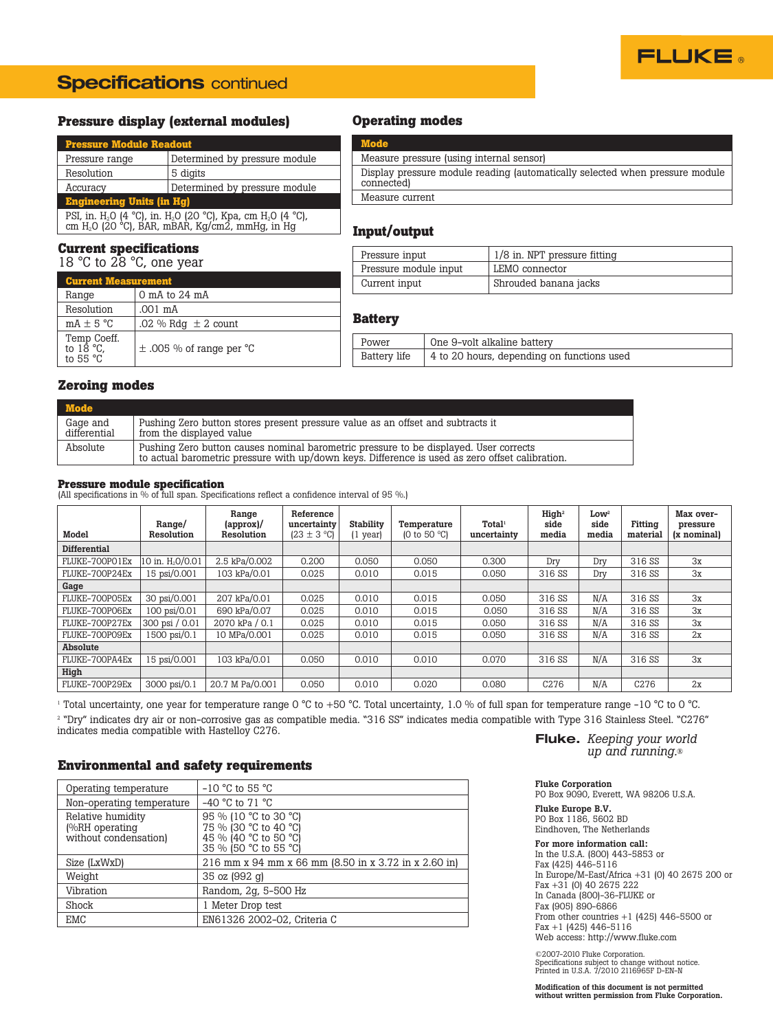# Specifications continued

## Pressure display (external modules)

| Pressure Module Readout | |
|---|---|
| Pressure range | Determined by pressure module |
| Resolution | 5 digits |
| Accuracy | Determined by pressure module |
| **Engineering Units (in Hg)** | |
| PSI, in. $H_2O$ (4 °C), in. $H_2O$ (20 °C), Kpa, cm $H_2O$ (4 °C), cm $H_2O$ (20 °C), BAR, mBAR, Kg/cm2, mmHg, in Hg | |

## Current specifications

18 °C to 28 °C, one year

| Current Measurement | |
|---|---|
| Range | 0 mA to 24 mA |
| Resolution | .001 mA |
| mA ± 5 °C | .02 % Rdg ± 2 count |
| Temp Coeff. to 18 °C, to 55 °C | ± .005 % of range per °C |

## Operating modes

| Mode |
|---|
| Measure pressure (using internal sensor) |
| Display pressure module reading (automatically selected when pressure module connected) |
| Measure current |

## Input/output

| | |
|---|---|
| Pressure input | 1/8 in. NPT pressure fitting |
| Pressure module input | LEMO connector |
| Current input | Shrouded banana jacks |

## Battery

| | |
|---|---|
| Power | One 9-volt alkaline battery |
| Battery life | 4 to 20 hours, depending on functions used |

## Zeroing modes

| Mode | |
|---|---|
| Gage and differential | Pushing Zero button stores present pressure value as an offset and subtracts it from the displayed value |
| Absolute | Pushing Zero button causes nominal barometric pressure to be displayed. User corrects to actual barometric pressure with up/down keys. Difference is used as zero offset calibration. |

### Pressure module specification

(All specifications in % of full span. Specifications reflect a confidence interval of 95 %.)

| Model | Range/ Resolution | Range (approx)/ Resolution | Reference uncertainty (23 ± 3 °C) | Stability (1 year) | Temperature (0 to 50 °C) | Total[1] uncertainty | High[2] side media | Low[2] side media | Fitting material | Max over-pressure (x nominal) |
|---|---|---|---|---|---|---|---|---|---|---|
| **Differential** | | | | | | | | | | |
| FLUKE-700P01Ex | 10 in. $H_2O$/0.01 | 2.5 kPa/0.002 | 0.200 | 0.050 | 0.050 | 0.300 | Dry | Dry | 316 SS | 3x |
| FLUKE-700P24Ex | 15 psi/0.001 | 103 kPa/0.01 | 0.025 | 0.010 | 0.015 | 0.050 | 316 SS | Dry | 316 SS | 3x |
| **Gage** | | | | | | | | | | |
| FLUKE-700P05Ex | 30 psi/0.001 | 207 kPa/0.01 | 0.025 | 0.010 | 0.015 | 0.050 | 316 SS | N/A | 316 SS | 3x |
| FLUKE-700P06Ex | 100 psi/0.01 | 690 kPa/0.07 | 0.025 | 0.010 | 0.015 | 0.050 | 316 SS | N/A | 316 SS | 3x |
| FLUKE-700P27Ex | 300 psi / 0.01 | 2070 kPa / 0.1 | 0.025 | 0.010 | 0.015 | 0.050 | 316 SS | N/A | 316 SS | 3x |
| FLUKE-700P09Ex | 1500 psi/0.1 | 10 MPa/0.001 | 0.025 | 0.010 | 0.015 | 0.050 | 316 SS | N/A | 316 SS | 2x |
| **Absolute** | | | | | | | | | | |
| FLUKE-700PA4Ex | 15 psi/0.001 | 103 kPa/0.01 | 0.050 | 0.010 | 0.010 | 0.070 | 316 SS | N/A | 316 SS | 3x |
| **High** | | | | | | | | | | |
| FLUKE-700P29Ex | 3000 psi/0.1 | 20.7 M Pa/0.001 | 0.050 | 0.010 | 0.020 | 0.080 | C276 | N/A | C276 | 2x |

[1] Total uncertainty, one year for temperature range 0 °C to +50 °C. Total uncertainty, 1.0 % of full span for temperature range -10 °C to 0 °C.

[2] "Dry" indicates dry air or non-corrosive gas as compatible media. "316 SS" indicates media compatible with Type 316 Stainless Steel. "C276" indicates media compatible with Hastelloy C276.

## Environmental and safety requirements

| | |
|---|---|
| Operating temperature | -10 °C to 55 °C |
| Non-operating temperature | -40 °C to 71 °C |
| Relative humidity (%RH operating without condensation) | 95 % (10 °C to 30 °C)<br>75 % (30 °C to 40 °C)<br>45 % (40 °C to 50 °C)<br>35 % (50 °C to 55 °C) |
| Size (LxWxD) | 216 mm x 94 mm x 66 mm (8.50 in x 3.72 in x 2.60 in) |
| Weight | 35 oz (992 g) |
| Vibration | Random, 2g, 5-500 Hz |
| Shock | 1 Meter Drop test |
| EMC | EN61326 2002-02, Criteria C |

**Fluke.** *Keeping your world up and running.®*

**Fluke Corporation**
PO Box 9090, Everett, WA 98206 U.S.A.

**Fluke Europe B.V.**
PO Box 1186, 5602 BD
Eindhoven, The Netherlands

**For more information call:**
In the U.S.A. (800) 443-5853 or
Fax (425) 446-5116
In Europe/M-East/Africa +31 (0) 40 2675 200 or
Fax +31 (0) 40 2675 222
In Canada (800)-36-FLUKE or
Fax (905) 890-6866
From other countries +1 (425) 446-5500 or
Fax +1 (425) 446-5116
Web access: http://www.fluke.com

©2007-2010 Fluke Corporation.
Specifications subject to change without notice.
Printed in U.S.A. 7/2010 2116965F D-EN-N

**Modification of this document is not permitted without written permission from Fluke Corporation.**